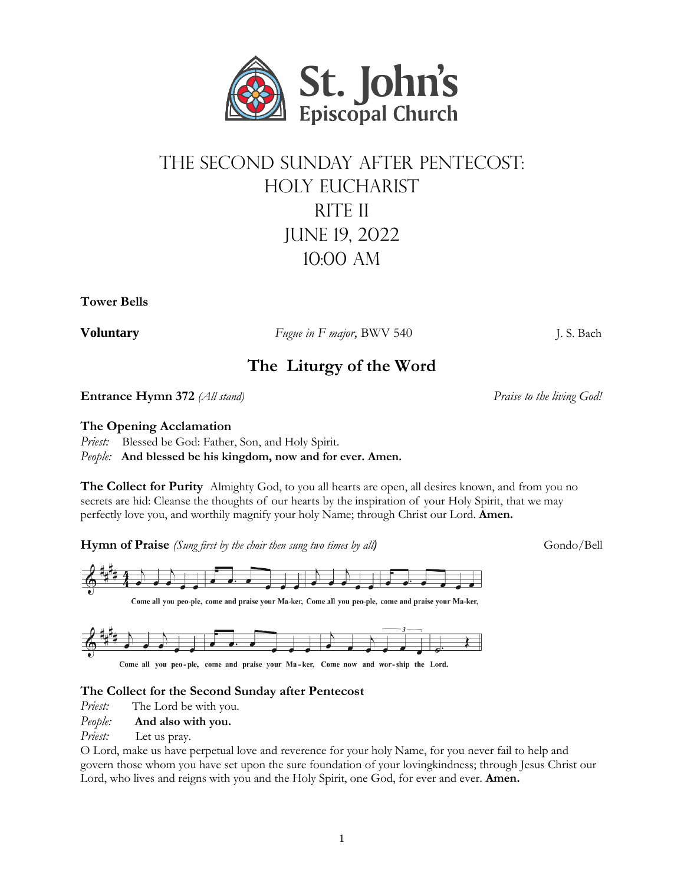St. John's Episcopal Church

# The Second Sunday after Pentecost: Holy Eucharist Rite II June 19, 2022 10:00 AM

**Tower Bells**

**Voluntary** *Fugue in F major*, BWV 540 J. S. Bach

## The Liturgy of the Word

**Entrance Hymn 372** *(All stand)* *Praise to the living God!*

**The Opening Acclamation**

*Priest:* Blessed be God: Father, Son, and Holy Spirit.
*People:* **And blessed be his kingdom, now and for ever. Amen.**

**The Collect for Purity** Almighty God, to you all hearts are open, all desires known, and from you no secrets are hid: Cleanse the thoughts of our hearts by the inspiration of your Holy Spirit, that we may perfectly love you, and worthily magnify your holy Name; through Christ our Lord. **Amen.**

**Hymn of Praise** *(Sung first by the choir then sung two times by all)* Gondo/Bell

Come all you peo-ple, come and praise your Ma-ker, Come all you peo-ple, come and praise your Ma-ker,

Come all you peo-ple, come and praise your Ma-ker, Come now and wor-ship the Lord.

**The Collect for the Second Sunday after Pentecost**

*Priest:* The Lord be with you.
*People:* **And also with you.**
*Priest:* Let us pray.

O Lord, make us have perpetual love and reverence for your holy Name, for you never fail to help and govern those whom you have set upon the sure foundation of your lovingkindness; through Jesus Christ our Lord, who lives and reigns with you and the Holy Spirit, one God, for ever and ever. **Amen.**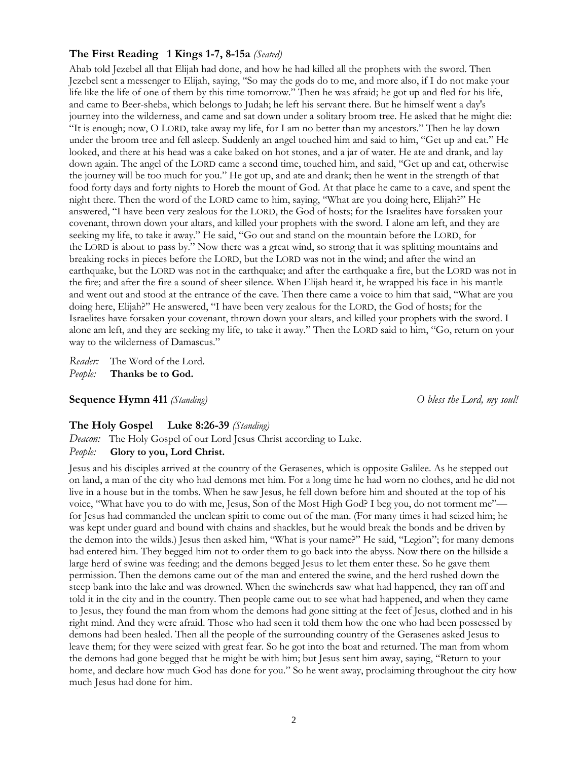### The First Reading 1 Kings 1-7, 8-15a *(Seated)*

Ahab told Jezebel all that Elijah had done, and how he had killed all the prophets with the sword. Then Jezebel sent a messenger to Elijah, saying, "So may the gods do to me, and more also, if I do not make your life like the life of one of them by this time tomorrow." Then he was afraid; he got up and fled for his life, and came to Beer-sheba, which belongs to Judah; he left his servant there. But he himself went a day's journey into the wilderness, and came and sat down under a solitary broom tree. He asked that he might die: "It is enough; now, O LORD, take away my life, for I am no better than my ancestors." Then he lay down under the broom tree and fell asleep. Suddenly an angel touched him and said to him, "Get up and eat." He looked, and there at his head was a cake baked on hot stones, and a jar of water. He ate and drank, and lay down again. The angel of the LORD came a second time, touched him, and said, "Get up and eat, otherwise the journey will be too much for you." He got up, and ate and drank; then he went in the strength of that food forty days and forty nights to Horeb the mount of God. At that place he came to a cave, and spent the night there. Then the word of the LORD came to him, saying, "What are you doing here, Elijah?" He answered, "I have been very zealous for the LORD, the God of hosts; for the Israelites have forsaken your covenant, thrown down your altars, and killed your prophets with the sword. I alone am left, and they are seeking my life, to take it away." He said, "Go out and stand on the mountain before the LORD, for the LORD is about to pass by." Now there was a great wind, so strong that it was splitting mountains and breaking rocks in pieces before the LORD, but the LORD was not in the wind; and after the wind an earthquake, but the LORD was not in the earthquake; and after the earthquake a fire, but the LORD was not in the fire; and after the fire a sound of sheer silence. When Elijah heard it, he wrapped his face in his mantle and went out and stood at the entrance of the cave. Then there came a voice to him that said, "What are you doing here, Elijah?" He answered, "I have been very zealous for the LORD, the God of hosts; for the Israelites have forsaken your covenant, thrown down your altars, and killed your prophets with the sword. I alone am left, and they are seeking my life, to take it away." Then the LORD said to him, "Go, return on your way to the wilderness of Damascus."

*Reader:* The Word of the Lord.
*People:* **Thanks be to God.**

### Sequence Hymn 411 *(Standing)* *O bless the Lord, my soul!*

### The Holy Gospel Luke 8:26-39 *(Standing)*

*Deacon:* The Holy Gospel of our Lord Jesus Christ according to Luke.
*People:* **Glory to you, Lord Christ.**

Jesus and his disciples arrived at the country of the Gerasenes, which is opposite Galilee. As he stepped out on land, a man of the city who had demons met him. For a long time he had worn no clothes, and he did not live in a house but in the tombs. When he saw Jesus, he fell down before him and shouted at the top of his voice, "What have you to do with me, Jesus, Son of the Most High God? I beg you, do not torment me"—for Jesus had commanded the unclean spirit to come out of the man. (For many times it had seized him; he was kept under guard and bound with chains and shackles, but he would break the bonds and be driven by the demon into the wilds.) Jesus then asked him, "What is your name?" He said, "Legion"; for many demons had entered him. They begged him not to order them to go back into the abyss. Now there on the hillside a large herd of swine was feeding; and the demons begged Jesus to let them enter these. So he gave them permission. Then the demons came out of the man and entered the swine, and the herd rushed down the steep bank into the lake and was drowned. When the swineherds saw what had happened, they ran off and told it in the city and in the country. Then people came out to see what had happened, and when they came to Jesus, they found the man from whom the demons had gone sitting at the feet of Jesus, clothed and in his right mind. And they were afraid. Those who had seen it told them how the one who had been possessed by demons had been healed. Then all the people of the surrounding country of the Gerasenes asked Jesus to leave them; for they were seized with great fear. So he got into the boat and returned. The man from whom the demons had gone begged that he might be with him; but Jesus sent him away, saying, "Return to your home, and declare how much God has done for you." So he went away, proclaiming throughout the city how much Jesus had done for him.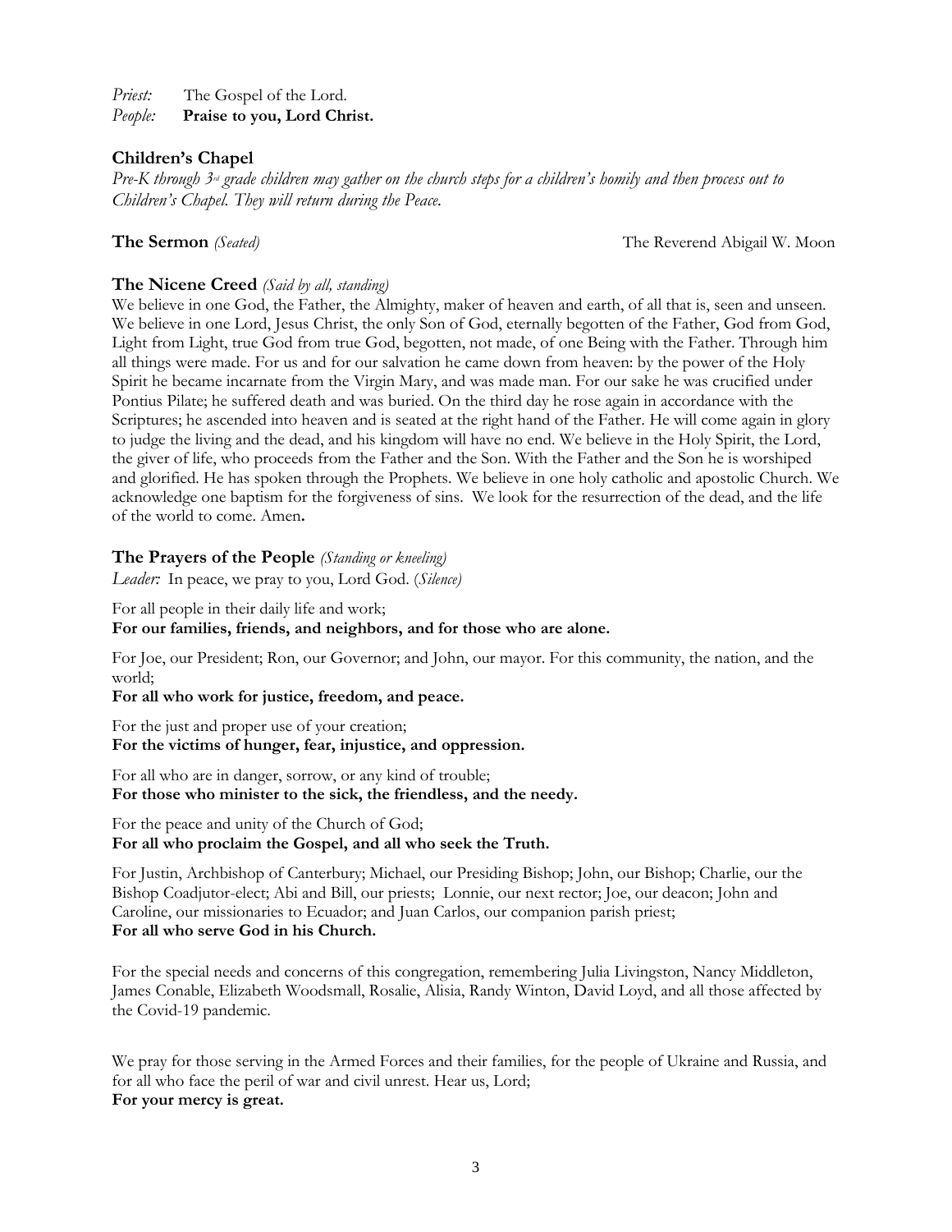*Priest:* The Gospel of the Lord.
*People:* **Praise to you, Lord Christ.**

### Children's Chapel

*Pre-K through 3rd grade children may gather on the church steps for a children's homily and then process out to Children's Chapel. They will return during the Peace.*

### The Sermon *(Seated)*

The Reverend Abigail W. Moon

### The Nicene Creed *(Said by all, standing)*

We believe in one God, the Father, the Almighty, maker of heaven and earth, of all that is, seen and unseen. We believe in one Lord, Jesus Christ, the only Son of God, eternally begotten of the Father, God from God, Light from Light, true God from true God, begotten, not made, of one Being with the Father. Through him all things were made. For us and for our salvation he came down from heaven: by the power of the Holy Spirit he became incarnate from the Virgin Mary, and was made man. For our sake he was crucified under Pontius Pilate; he suffered death and was buried. On the third day he rose again in accordance with the Scriptures; he ascended into heaven and is seated at the right hand of the Father. He will come again in glory to judge the living and the dead, and his kingdom will have no end. We believe in the Holy Spirit, the Lord, the giver of life, who proceeds from the Father and the Son. With the Father and the Son he is worshiped and glorified. He has spoken through the Prophets. We believe in one holy catholic and apostolic Church. We acknowledge one baptism for the forgiveness of sins. We look for the resurrection of the dead, and the life of the world to come. Amen**.**

### The Prayers of the People *(Standing or kneeling)*

*Leader:* In peace, we pray to you, Lord God. (*Silence)*

For all people in their daily life and work;
**For our families, friends, and neighbors, and for those who are alone.**

For Joe, our President; Ron, our Governor; and John, our mayor. For this community, the nation, and the world;
**For all who work for justice, freedom, and peace.**

For the just and proper use of your creation;
**For the victims of hunger, fear, injustice, and oppression.**

For all who are in danger, sorrow, or any kind of trouble;
**For those who minister to the sick, the friendless, and the needy.**

For the peace and unity of the Church of God;
**For all who proclaim the Gospel, and all who seek the Truth.**

For Justin, Archbishop of Canterbury; Michael, our Presiding Bishop; John, our Bishop; Charlie, our the Bishop Coadjutor-elect; Abi and Bill, our priests; Lonnie, our next rector; Joe, our deacon; John and Caroline, our missionaries to Ecuador; and Juan Carlos, our companion parish priest;
**For all who serve God in his Church.**

For the special needs and concerns of this congregation, remembering Julia Livingston, Nancy Middleton, James Conable, Elizabeth Woodsmall, Rosalie, Alisia, Randy Winton, David Loyd, and all those affected by the Covid-19 pandemic.

We pray for those serving in the Armed Forces and their families, for the people of Ukraine and Russia, and for all who face the peril of war and civil unrest. Hear us, Lord;
**For your mercy is great.**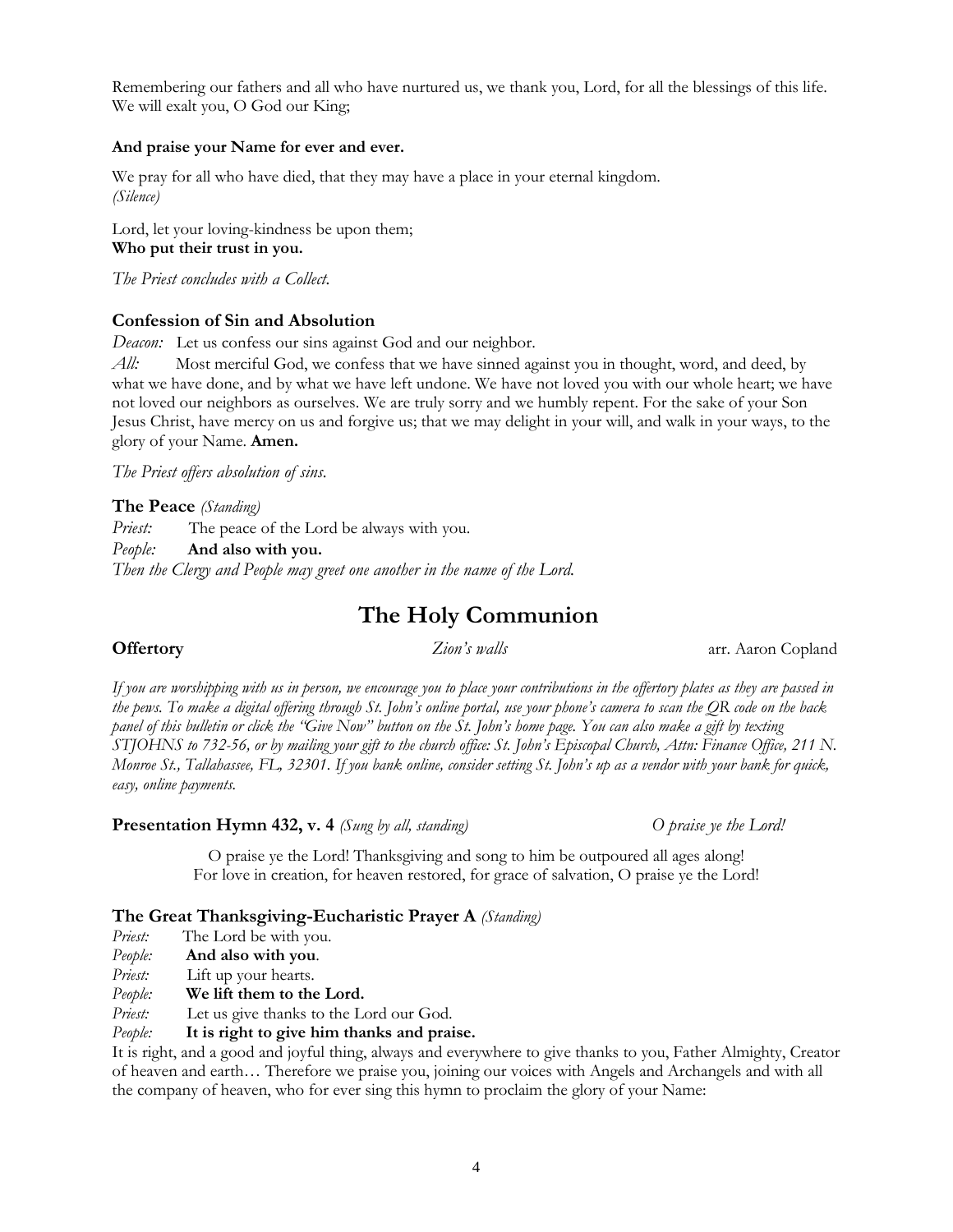Remembering our fathers and all who have nurtured us, we thank you, Lord, for all the blessings of this life. We will exalt you, O God our King;

**And praise your Name for ever and ever.**

We pray for all who have died, that they may have a place in your eternal kingdom.
*(Silence)*

Lord, let your loving-kindness be upon them;
**Who put their trust in you.**

*The Priest concludes with a Collect.*

### Confession of Sin and Absolution

*Deacon:* Let us confess our sins against God and our neighbor.
*All:* Most merciful God, we confess that we have sinned against you in thought, word, and deed, by what we have done, and by what we have left undone. We have not loved you with our whole heart; we have not loved our neighbors as ourselves. We are truly sorry and we humbly repent. For the sake of your Son Jesus Christ, have mercy on us and forgive us; that we may delight in your will, and walk in your ways, to the glory of your Name. **Amen.**

*The Priest offers absolution of sins.*

### The Peace *(Standing)*

*Priest:* The peace of the Lord be always with you.
*People:* **And also with you.**
*Then the Clergy and People may greet one another in the name of the Lord.*

## The Holy Communion

**Offertory** *Zion's walls* arr. Aaron Copland

*If you are worshipping with us in person, we encourage you to place your contributions in the offertory plates as they are passed in the pews. To make a digital offering through St. John's online portal, use your phone's camera to scan the QR code on the back panel of this bulletin or click the "Give Now" button on the St. John's home page. You can also make a gift by texting STJOHNS to 732-56, or by mailing your gift to the church office: St. John's Episcopal Church, Attn: Finance Office, 211 N. Monroe St., Tallahassee, FL, 32301. If you bank online, consider setting St. John's up as a vendor with your bank for quick, easy, online payments.*

### Presentation Hymn 432, v. 4 *(Sung by all, standing)* *O praise ye the Lord!*

O praise ye the Lord! Thanksgiving and song to him be outpoured all ages along!
For love in creation, for heaven restored, for grace of salvation, O praise ye the Lord!

### The Great Thanksgiving-Eucharistic Prayer A *(Standing)*

*Priest:* The Lord be with you.
*People:* **And also with you**.
*Priest:* Lift up your hearts.
*People:* **We lift them to the Lord.**
*Priest:* Let us give thanks to the Lord our God.
*People:* **It is right to give him thanks and praise.**
It is right, and a good and joyful thing, always and everywhere to give thanks to you, Father Almighty, Creator of heaven and earth… Therefore we praise you, joining our voices with Angels and Archangels and with all the company of heaven, who for ever sing this hymn to proclaim the glory of your Name: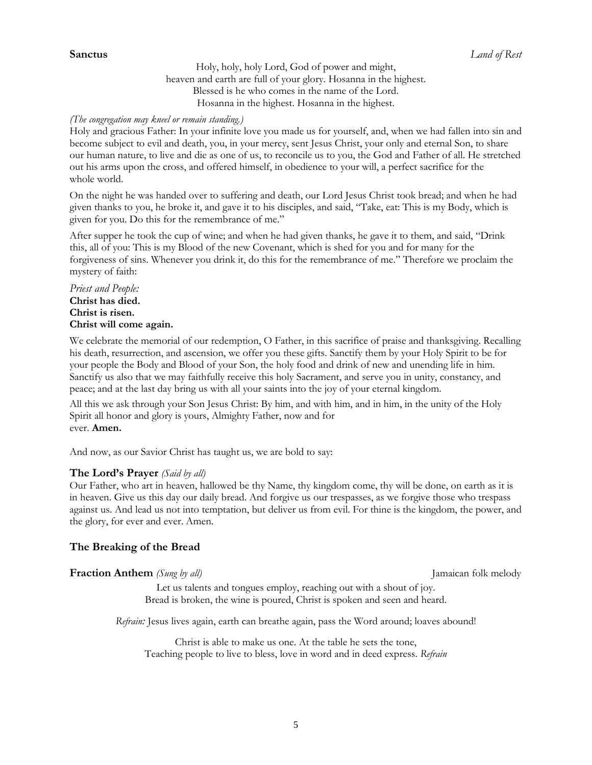**Sanctus** *Land of Rest*

Holy, holy, holy Lord, God of power and might,
heaven and earth are full of your glory. Hosanna in the highest.
Blessed is he who comes in the name of the Lord.
Hosanna in the highest. Hosanna in the highest.

*(The congregation may kneel or remain standing.)*

Holy and gracious Father: In your infinite love you made us for yourself, and, when we had fallen into sin and become subject to evil and death, you, in your mercy, sent Jesus Christ, your only and eternal Son, to share our human nature, to live and die as one of us, to reconcile us to you, the God and Father of all. He stretched out his arms upon the cross, and offered himself, in obedience to your will, a perfect sacrifice for the whole world.

On the night he was handed over to suffering and death, our Lord Jesus Christ took bread; and when he had given thanks to you, he broke it, and gave it to his disciples, and said, "Take, eat: This is my Body, which is given for you. Do this for the remembrance of me."

After supper he took the cup of wine; and when he had given thanks, he gave it to them, and said, "Drink this, all of you: This is my Blood of the new Covenant, which is shed for you and for many for the forgiveness of sins. Whenever you drink it, do this for the remembrance of me." Therefore we proclaim the mystery of faith:

*Priest and People:*
**Christ has died.**
**Christ is risen.**
**Christ will come again.**

We celebrate the memorial of our redemption, O Father, in this sacrifice of praise and thanksgiving. Recalling his death, resurrection, and ascension, we offer you these gifts. Sanctify them by your Holy Spirit to be for your people the Body and Blood of your Son, the holy food and drink of new and unending life in him. Sanctify us also that we may faithfully receive this holy Sacrament, and serve you in unity, constancy, and peace; and at the last day bring us with all your saints into the joy of your eternal kingdom.

All this we ask through your Son Jesus Christ: By him, and with him, and in him, in the unity of the Holy Spirit all honor and glory is yours, Almighty Father, now and for ever. **Amen.**

And now, as our Savior Christ has taught us, we are bold to say:

### The Lord's Prayer *(Said by all)*

Our Father, who art in heaven, hallowed be thy Name, thy kingdom come, thy will be done, on earth as it is in heaven. Give us this day our daily bread. And forgive us our trespasses, as we forgive those who trespass against us. And lead us not into temptation, but deliver us from evil. For thine is the kingdom, the power, and the glory, for ever and ever. Amen.

### The Breaking of the Bread

**Fraction Anthem** *(Sung by all)* Jamaican folk melody

Let us talents and tongues employ, reaching out with a shout of joy.
Bread is broken, the wine is poured, Christ is spoken and seen and heard.

*Refrain:* Jesus lives again, earth can breathe again, pass the Word around; loaves abound!

Christ is able to make us one. At the table he sets the tone,
Teaching people to live to bless, love in word and in deed express. *Refrain*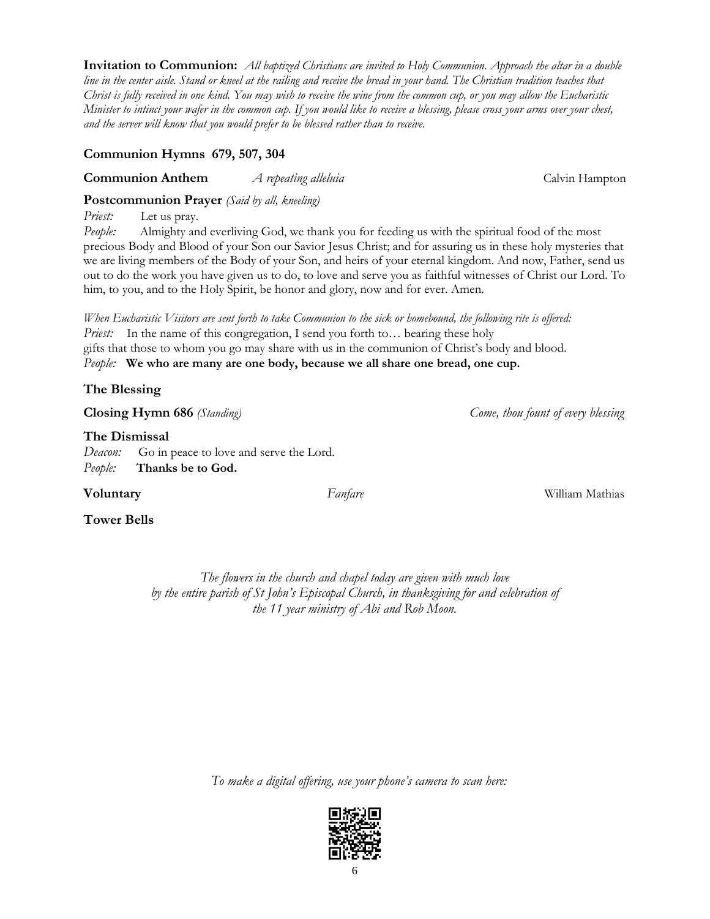**Invitation to Communion:** *All baptized Christians are invited to Holy Communion. Approach the altar in a double line in the center aisle. Stand or kneel at the railing and receive the bread in your hand. The Christian tradition teaches that Christ is fully received in one kind. You may wish to receive the wine from the common cup, or you may allow the Eucharistic Minister to intinct your wafer in the common cup. If you would like to receive a blessing, please cross your arms over your chest, and the server will know that you would prefer to be blessed rather than to receive.*

**Communion Hymns 679, 507, 304**

**Communion Anthem** *A repeating alleluia* Calvin Hampton

**Postcommunion Prayer** *(Said by all, kneeling)*

*Priest:* Let us pray.

*People:* Almighty and everliving God, we thank you for feeding us with the spiritual food of the most precious Body and Blood of your Son our Savior Jesus Christ; and for assuring us in these holy mysteries that we are living members of the Body of your Son, and heirs of your eternal kingdom. And now, Father, send us out to do the work you have given us to do, to love and serve you as faithful witnesses of Christ our Lord. To him, to you, and to the Holy Spirit, be honor and glory, now and for ever. Amen.

*When Eucharistic Visitors are sent forth to take Communion to the sick or homebound, the following rite is offered:*

*Priest:* In the name of this congregation, I send you forth to… bearing these holy gifts that those to whom you go may share with us in the communion of Christ's body and blood.

*People:* **We who are many are one body, because we all share one bread, one cup.**

**The Blessing**

**Closing Hymn 686** *(Standing)* *Come, thou fount of every blessing*

**The Dismissal**

*Deacon:* Go in peace to love and serve the Lord.

*People:* **Thanks be to God.**

**Voluntary** *Fanfare* William Mathias

**Tower Bells**

*The flowers in the church and chapel today are given with much love by the entire parish of St John's Episcopal Church, in thanksgiving for and celebration of the 11 year ministry of Abi and Rob Moon.*

*To make a digital offering, use your phone's camera to scan here:*